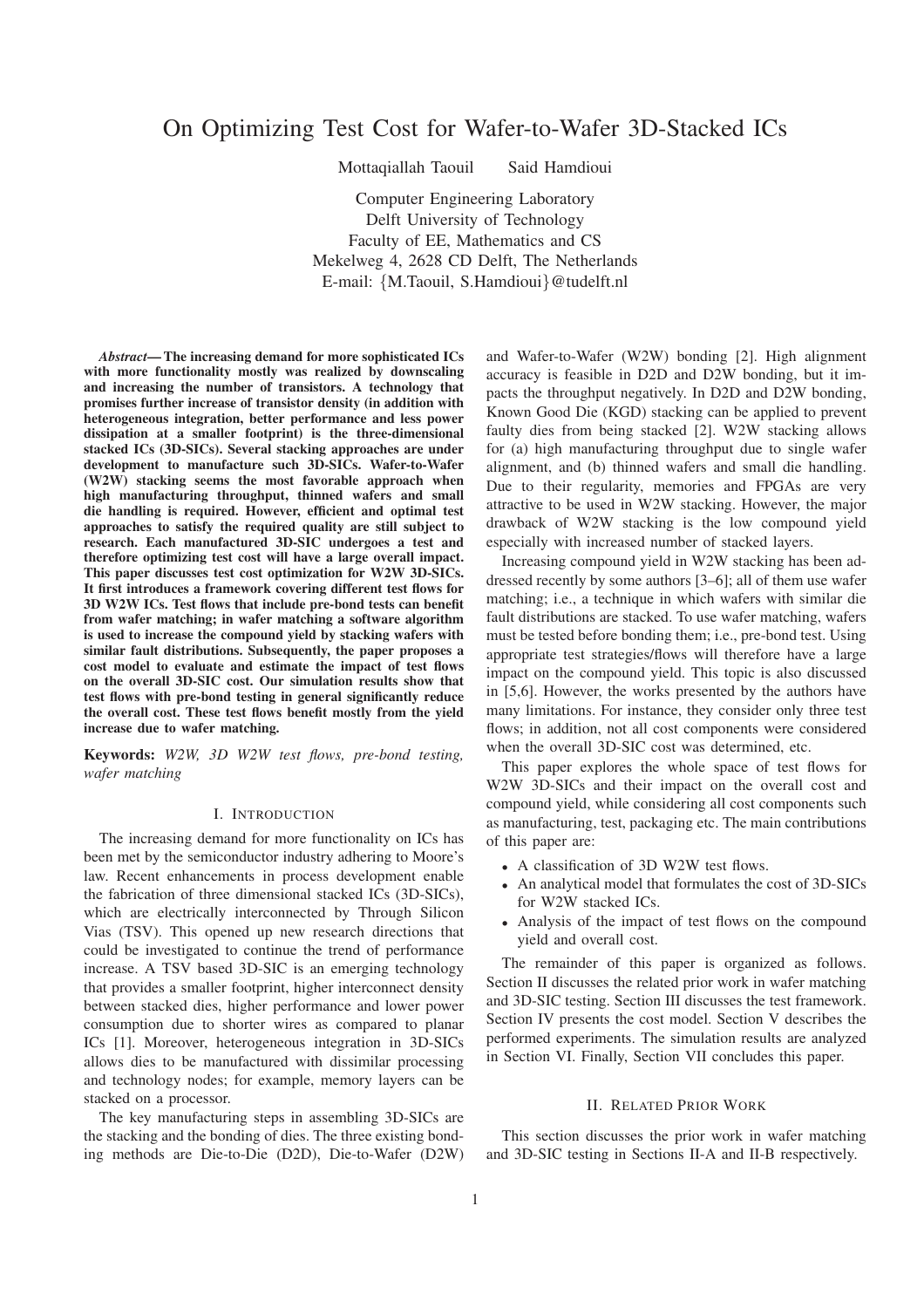# On Optimizing Test Cost for Wafer-to-Wafer 3D-Stacked ICs

Mottaqiallah Taouil    Said Hamdioui

Computer Engineering Laboratory
Delft University of Technology
Faculty of EE, Mathematics and CS
Mekelweg 4, 2628 CD Delft, The Netherlands
E-mail: {M.Taouil, S.Hamdioui}@tudelft.nl

***Abstract*— The increasing demand for more sophisticated ICs with more functionality mostly was realized by downscaling and increasing the number of transistors. A technology that promises further increase of transistor density (in addition with heterogeneous integration, better performance and less power dissipation at a smaller footprint) is the three-dimensional stacked ICs (3D-SICs). Several stacking approaches are under development to manufacture such 3D-SICs. Wafer-to-Wafer (W2W) stacking seems the most favorable approach when high manufacturing throughput, thinned wafers and small die handling is required. However, efficient and optimal test approaches to satisfy the required quality are still subject to research. Each manufactured 3D-SIC undergoes a test and therefore optimizing test cost will have a large overall impact. This paper discusses test cost optimization for W2W 3D-SICs. It first introduces a framework covering different test flows for 3D W2W ICs. Test flows that include pre-bond tests can benefit from wafer matching; in wafer matching a software algorithm is used to increase the compound yield by stacking wafers with similar fault distributions. Subsequently, the paper proposes a cost model to evaluate and estimate the impact of test flows on the overall 3D-SIC cost. Our simulation results show that test flows with pre-bond testing in general significantly reduce the overall cost. These test flows benefit mostly from the yield increase due to wafer matching.**

**Keywords:** *W2W, 3D W2W test flows, pre-bond testing, wafer matching*

## I. Introduction

The increasing demand for more functionality on ICs has been met by the semiconductor industry adhering to Moore's law. Recent enhancements in process development enable the fabrication of three dimensional stacked ICs (3D-SICs), which are electrically interconnected by Through Silicon Vias (TSV). This opened up new research directions that could be investigated to continue the trend of performance increase. A TSV based 3D-SIC is an emerging technology that provides a smaller footprint, higher interconnect density between stacked dies, higher performance and lower power consumption due to shorter wires as compared to planar ICs [1]. Moreover, heterogeneous integration in 3D-SICs allows dies to be manufactured with dissimilar processing and technology nodes; for example, memory layers can be stacked on a processor.

The key manufacturing steps in assembling 3D-SICs are the stacking and the bonding of dies. The three existing bonding methods are Die-to-Die (D2D), Die-to-Wafer (D2W) and Wafer-to-Wafer (W2W) bonding [2]. High alignment accuracy is feasible in D2D and D2W bonding, but it impacts the throughput negatively. In D2D and D2W bonding, Known Good Die (KGD) stacking can be applied to prevent faulty dies from being stacked [2]. W2W stacking allows for (a) high manufacturing throughput due to single wafer alignment, and (b) thinned wafers and small die handling. Due to their regularity, memories and FPGAs are very attractive to be used in W2W stacking. However, the major drawback of W2W stacking is the low compound yield especially with increased number of stacked layers.

Increasing compound yield in W2W stacking has been addressed recently by some authors [3–6]; all of them use wafer matching; i.e., a technique in which wafers with similar die fault distributions are stacked. To use wafer matching, wafers must be tested before bonding them; i.e., pre-bond test. Using appropriate test strategies/flows will therefore have a large impact on the compound yield. This topic is also discussed in [5,6]. However, the works presented by the authors have many limitations. For instance, they consider only three test flows; in addition, not all cost components were considered when the overall 3D-SIC cost was determined, etc.

This paper explores the whole space of test flows for W2W 3D-SICs and their impact on the overall cost and compound yield, while considering all cost components such as manufacturing, test, packaging etc. The main contributions of this paper are:

- A classification of 3D W2W test flows.
- An analytical model that formulates the cost of 3D-SICs for W2W stacked ICs.
- Analysis of the impact of test flows on the compound yield and overall cost.

The remainder of this paper is organized as follows. Section II discusses the related prior work in wafer matching and 3D-SIC testing. Section III discusses the test framework. Section IV presents the cost model. Section V describes the performed experiments. The simulation results are analyzed in Section VI. Finally, Section VII concludes this paper.

## II. Related Prior Work

This section discusses the prior work in wafer matching and 3D-SIC testing in Sections II-A and II-B respectively.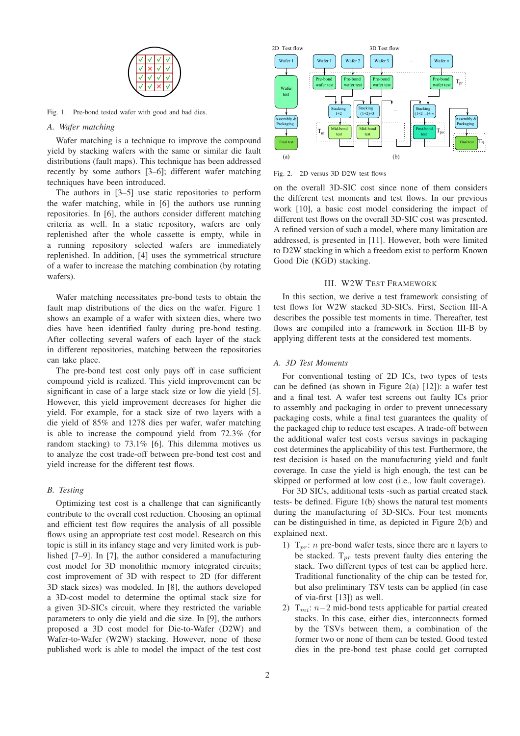Fig. 1. Pre-bond tested wafer with good and bad dies.

### A. Wafer matching

Wafer matching is a technique to improve the compound yield by stacking wafers with the same or similar die fault distributions (fault maps). This technique has been addressed recently by some authors [3–6]; different wafer matching techniques have been introduced.

The authors in [3–5] use static repositories to perform the wafer matching, while in [6] the authors use running repositories. In [6], the authors consider different matching criteria as well. In a static repository, wafers are only replenished after the whole cassette is empty, while in a running repository selected wafers are immediately replenished. In addition, [4] uses the symmetrical structure of a wafer to increase the matching combination (by rotating wafers).

Wafer matching necessitates pre-bond tests to obtain the fault map distributions of the dies on the wafer. Figure 1 shows an example of a wafer with sixteen dies, where two dies have been identified faulty during pre-bond testing. After collecting several wafers of each layer of the stack in different repositories, matching between the repositories can take place.

The pre-bond test cost only pays off in case sufficient compound yield is realized. This yield improvement can be significant in case of a large stack size or low die yield [5]. However, this yield improvement decreases for higher die yield. For example, for a stack size of two layers with a die yield of 85% and 1278 dies per wafer, wafer matching is able to increase the compound yield from 72.3% (for random stacking) to 73.1% [6]. This dilemma motives us to analyze the cost trade-off between pre-bond test cost and yield increase for the different test flows.

### B. Testing

Optimizing test cost is a challenge that can significantly contribute to the overall cost reduction. Choosing an optimal and efficient test flow requires the analysis of all possible flows using an appropriate test cost model. Research on this topic is still in its infancy stage and very limited work is published [7–9]. In [7], the author considered a manufacturing cost model for 3D monolithic memory integrated circuits; cost improvement of 3D with respect to 2D (for different 3D stack sizes) was modeled. In [8], the authors developed a 3D-cost model to determine the optimal stack size for a given 3D-SICs circuit, where they restricted the variable parameters to only die yield and die size. In [9], the authors proposed a 3D cost model for Die-to-Wafer (D2W) and Wafer-to-Wafer (W2W) stacking. However, none of these published work is able to model the impact of the test cost on the overall 3D-SIC cost since none of them considers the different test moments and test flows. In our previous work [10], a basic cost model considering the impact of different test flows on the overall 3D-SIC cost was presented. A refined version of such a model, where many limitation are addressed, is presented in [11]. However, both were limited to D2W stacking in which a freedom exist to perform Known Good Die (KGD) stacking.

Fig. 2. 2D versus 3D D2W test flows

## III. W2W Test Framework

In this section, we derive a test framework consisting of test flows for W2W stacked 3D-SICs. First, Section III-A describes the possible test moments in time. Thereafter, test flows are compiled into a framework in Section III-B by applying different tests at the considered test moments.

### A. 3D Test Moments

For conventional testing of 2D ICs, two types of tests can be defined (as shown in Figure 2(a) [12]): a wafer test and a final test. A wafer test screens out faulty ICs prior to assembly and packaging in order to prevent unnecessary packaging costs, while a final test guarantees the quality of the packaged chip to reduce test escapes. A trade-off between the additional wafer test costs versus savings in packaging cost determines the applicability of this test. Furthermore, the test decision is based on the manufacturing yield and fault coverage. In case the yield is high enough, the test can be skipped or performed at low cost (i.e., low fault coverage).

For 3D SICs, additional tests -such as partial created stack tests- be defined. Figure 1(b) shows the natural test moments during the manufacturing of 3D-SICs. Four test moments can be distinguished in time, as depicted in Figure 2(b) and explained next.

1) $T_{pr}$: $n$ pre-bond wafer tests, since there are n layers to be stacked. $T_{pr}$ tests prevent faulty dies entering the stack. Two different types of test can be applied here. Traditional functionality of the chip can be tested for, but also preliminary TSV tests can be applied (in case of via-first [13]) as well.
2) $T_{mi}$: $n-2$ mid-bond tests applicable for partial created stacks. In this case, either dies, interconnects formed by the TSVs between them, a combination of the former two or none of them can be tested. Good tested dies in the pre-bond test phase could get corrupted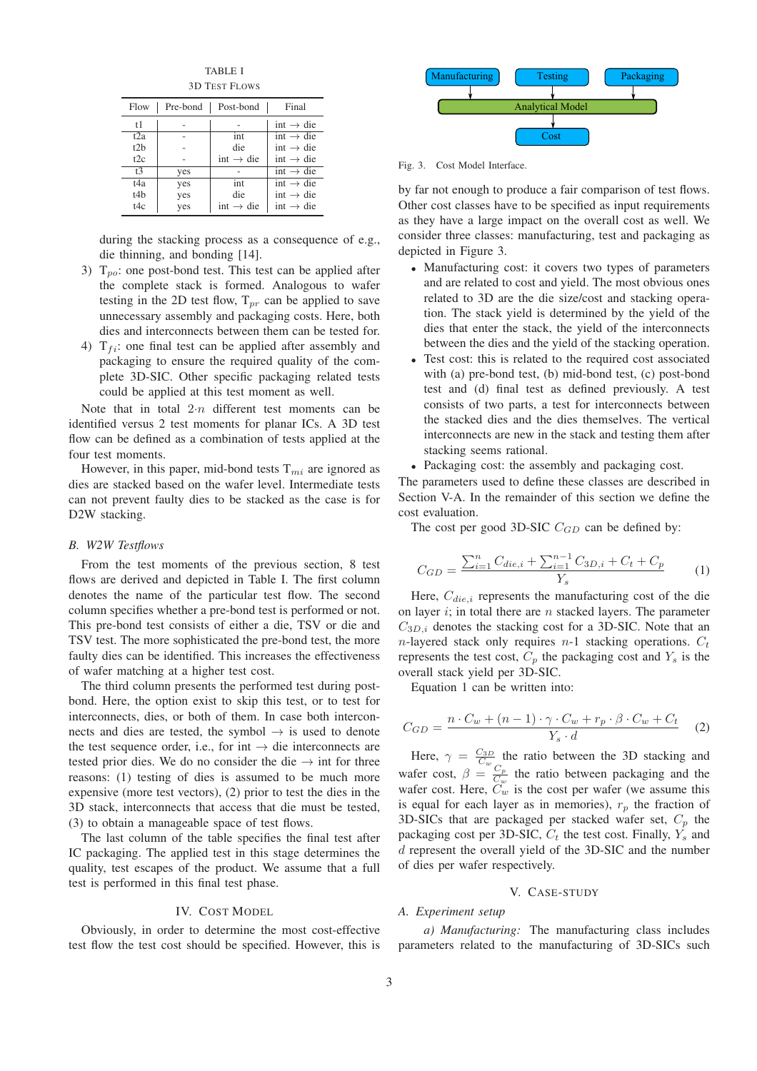TABLE I
3D TEST FLOWS

| Flow | Pre-bond | Post-bond | Final |
|---|---|---|---|
| t1 | - | - | int → die |
| t2a | - | int | int → die |
| t2b | - | die | int → die |
| t2c | - | int → die | int → die |
| t3 | yes | - | int → die |
| t4a | yes | int | int → die |
| t4b | yes | die | int → die |
| t4c | yes | int → die | int → die |

during the stacking process as a consequence of e.g., die thinning, and bonding [14].

3) $T_{po}$: one post-bond test. This test can be applied after the complete stack is formed. Analogous to wafer testing in the 2D test flow, $T_{pr}$ can be applied to save unnecessary assembly and packaging costs. Here, both dies and interconnects between them can be tested for.

4) $T_{fi}$: one final test can be applied after assembly and packaging to ensure the required quality of the complete 3D-SIC. Other specific packaging related tests could be applied at this test moment as well.

Note that in total $2 \cdot n$ different test moments can be identified versus 2 test moments for planar ICs. A 3D test flow can be defined as a combination of tests applied at the four test moments.

However, in this paper, mid-bond tests $T_{mi}$ are ignored as dies are stacked based on the wafer level. Intermediate tests can not prevent faulty dies to be stacked as the case is for D2W stacking.

### B. W2W Testflows

From the test moments of the previous section, 8 test flows are derived and depicted in Table I. The first column denotes the name of the particular test flow. The second column specifies whether a pre-bond test is performed or not. This pre-bond test consists of either a die, TSV or die and TSV test. The more sophisticated the pre-bond test, the more faulty dies can be identified. This increases the effectiveness of wafer matching at a higher test cost.

The third column presents the performed test during post-bond. Here, the option exist to skip this test, or to test for interconnects, dies, or both of them. In case both interconnects and dies are tested, the symbol → is used to denote the test sequence order, i.e., for int → die interconnects are tested prior dies. We do no consider the die → int for three reasons: (1) testing of dies is assumed to be much more expensive (more test vectors), (2) prior to test the dies in the 3D stack, interconnects that access that die must be tested, (3) to obtain a manageable space of test flows.

The last column of the table specifies the final test after IC packaging. The applied test in this stage determines the quality, test escapes of the product. We assume that a full test is performed in this final test phase.

## IV. COST MODEL

Obviously, in order to determine the most cost-effective test flow the test cost should be specified. However, this is by far not enough to produce a fair comparison of test flows. Other cost classes have to be specified as input requirements as they have a large impact on the overall cost as well. We consider three classes: manufacturing, test and packaging as depicted in Figure 3.

Fig. 3. Cost Model Interface.

- Manufacturing cost: it covers two types of parameters and are related to cost and yield. The most obvious ones related to 3D are the die size/cost and stacking operation. The stack yield is determined by the yield of the dies that enter the stack, the yield of the interconnects between the dies and the yield of the stacking operation.
- Test cost: this is related to the required cost associated with (a) pre-bond test, (b) mid-bond test, (c) post-bond test and (d) final test as defined previously. A test consists of two parts, a test for interconnects between the stacked dies and the dies themselves. The vertical interconnects are new in the stack and testing them after stacking seems rational.
- Packaging cost: the assembly and packaging cost.

The parameters used to define these classes are described in Section V-A. In the remainder of this section we define the cost evaluation.

The cost per good 3D-SIC $C_{GD}$ can be defined by:

$$C_{GD} = \frac{\sum_{i=1}^{n} C_{die,i} + \sum_{i=1}^{n-1} C_{3D,i} + C_t + C_p}{Y_s} \quad (1)$$

Here, $C_{die,i}$ represents the manufacturing cost of the die on layer $i$; in total there are $n$ stacked layers. The parameter $C_{3D,i}$ denotes the stacking cost for a 3D-SIC. Note that an $n$-layered stack only requires $n$-1 stacking operations. $C_t$ represents the test cost, $C_p$ the packaging cost and $Y_s$ is the overall stack yield per 3D-SIC.

Equation 1 can be written into:

$$C_{GD} = \frac{n \cdot C_w + (n-1) \cdot \gamma \cdot C_w + r_p \cdot \beta \cdot C_w + C_t}{Y_s \cdot d} \quad (2)$$

Here, $\gamma = \frac{C_{3D}}{C_w}$ the ratio between the 3D stacking and wafer cost, $\beta = \frac{C_p}{C_w}$ the ratio between packaging and the wafer cost. Here, $C_w$ is the cost per wafer (we assume this is equal for each layer as in memories), $r_p$ the fraction of 3D-SICs that are packaged per stacked wafer set, $C_p$ the packaging cost per 3D-SIC, $C_t$ the test cost. Finally, $Y_s$ and $d$ represent the overall yield of the 3D-SIC and the number of dies per wafer respectively.

## V. CASE-STUDY

### A. Experiment setup

*a) Manufacturing:* The manufacturing class includes parameters related to the manufacturing of 3D-SICs such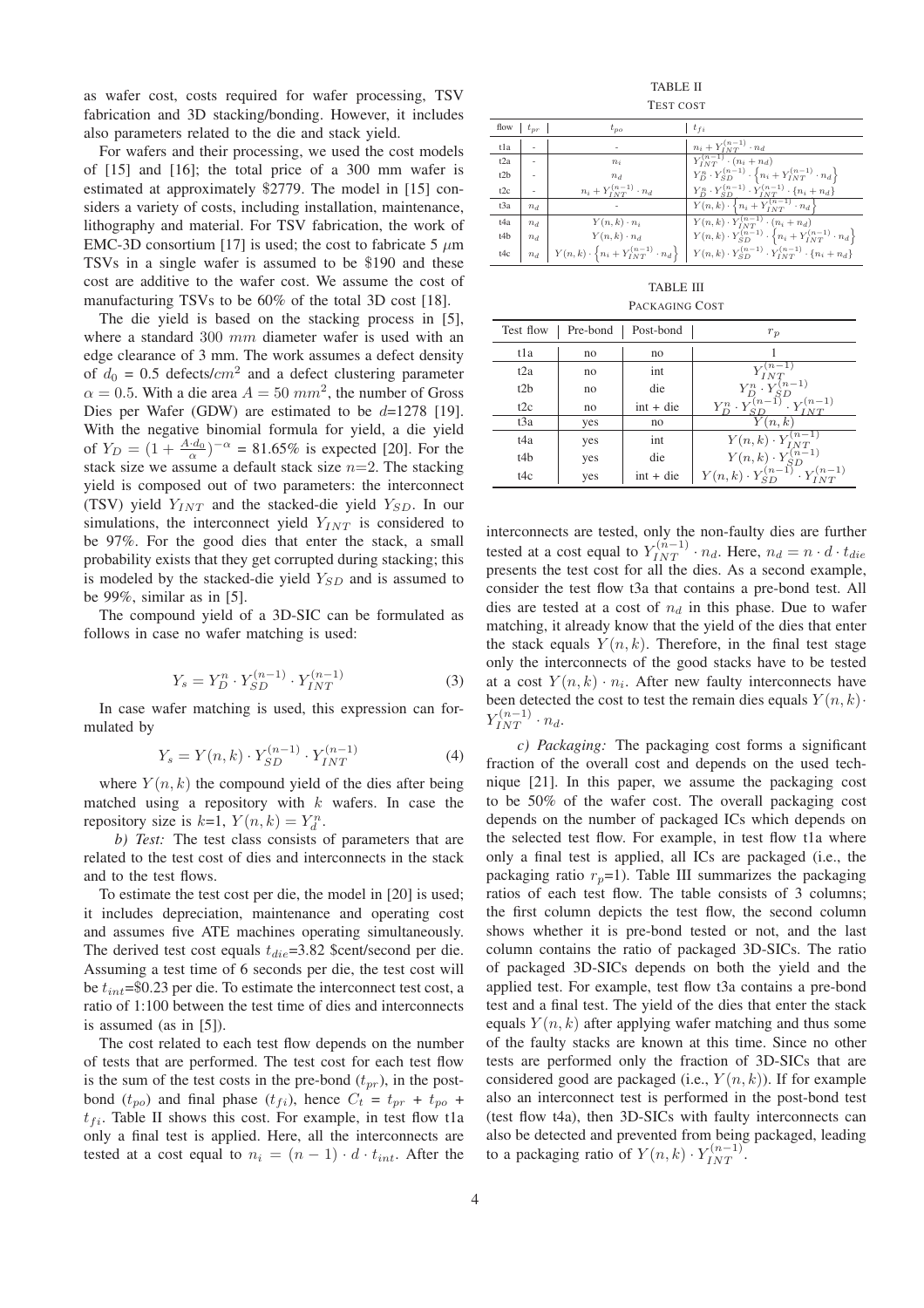as wafer cost, costs required for wafer processing, TSV fabrication and 3D stacking/bonding. However, it includes also parameters related to the die and stack yield.

For wafers and their processing, we used the cost models of [15] and [16]; the total price of a 300 mm wafer is estimated at approximately $2779. The model in [15] considers a variety of costs, including installation, maintenance, lithography and material. For TSV fabrication, the work of EMC-3D consortium [17] is used; the cost to fabricate 5 $\mu$m TSVs in a single wafer is assumed to be $190 and these cost are additive to the wafer cost. We assume the cost of manufacturing TSVs to be 60% of the total 3D cost [18].

The die yield is based on the stacking process in [5], where a standard 300 $mm$ diameter wafer is used with an edge clearance of 3 mm. The work assumes a defect density of $d_0$ = 0.5 defects/$cm^2$ and a defect clustering parameter $\alpha = 0.5$. With a die area $A = 50\ mm^2$, the number of Gross Dies per Wafer (GDW) are estimated to be $d$=1278 [19]. With the negative binomial formula for yield, a die yield of $Y_D = (1 + \frac{A \cdot d_0}{\alpha})^{-\alpha}$ = 81.65% is expected [20]. For the stack size we assume a default stack size $n$=2. The stacking yield is composed out of two parameters: the interconnect (TSV) yield $Y_{INT}$ and the stacked-die yield $Y_{SD}$. In our simulations, the interconnect yield $Y_{INT}$ is considered to be 97%. For the good dies that enter the stack, a small probability exists that they get corrupted during stacking; this is modeled by the stacked-die yield $Y_{SD}$ and is assumed to be 99%, similar as in [5].

The compound yield of a 3D-SIC can be formulated as follows in case no wafer matching is used:

$$Y_s = Y_D^n \cdot Y_{SD}^{(n-1)} \cdot Y_{INT}^{(n-1)} \quad (3)$$

In case wafer matching is used, this expression can formulated by

$$Y_s = Y(n,k) \cdot Y_{SD}^{(n-1)} \cdot Y_{INT}^{(n-1)} \quad (4)$$

where $Y(n,k)$ the compound yield of the dies after being matched using a repository with $k$ wafers. In case the repository size is $k$=1, $Y(n,k) = Y_d^n$.

*b) Test:* The test class consists of parameters that are related to the test cost of dies and interconnects in the stack and to the test flows.

To estimate the test cost per die, the model in [20] is used; it includes depreciation, maintenance and operating cost and assumes five ATE machines operating simultaneously. The derived test cost equals $t_{die}$=3.82 $cent/second per die. Assuming a test time of 6 seconds per die, the test cost will be $t_{int}$=$0.23 per die. To estimate the interconnect test cost, a ratio of 1:100 between the test time of dies and interconnects is assumed (as in [5]).

The cost related to each test flow depends on the number of tests that are performed. The test cost for each test flow is the sum of the test costs in the pre-bond ($t_{pr}$), in the post-bond ($t_{po}$) and final phase ($t_{fi}$), hence $C_t = t_{pr} + t_{po} + t_{fi}$. Table II shows this cost. For example, in test flow t1a only a final test is applied. Here, all the interconnects are tested at a cost equal to $n_i = (n-1) \cdot d \cdot t_{int}$. After the interconnects are tested, only the non-faulty dies are further tested at a cost equal to $Y_{INT}^{(n-1)} \cdot n_d$. Here, $n_d = n \cdot d \cdot t_{die}$ presents the test cost for all the dies. As a second example, consider the test flow t3a that contains a pre-bond test. All dies are tested at a cost of $n_d$ in this phase. Due to wafer matching, it already know that the yield of the dies that enter the stack equals $Y(n,k)$. Therefore, in the final test stage only the interconnects of the good stacks have to be tested at a cost $Y(n,k) \cdot n_i$. After new faulty interconnects have been detected the cost to test the remain dies equals $Y(n,k) \cdot Y_{INT}^{(n-1)} \cdot n_d$.

TABLE II
TEST COST

| flow | $t_{pr}$ | $t_{po}$ | $t_{fi}$ |
|---|---|---|---|
| t1a | - | - | $n_i + Y_{INT}^{(n-1)} \cdot n_d$ |
| t2a | - | $n_i$ | $Y_{INT}^{(n-1)} \cdot (n_i + n_d)$ |
| t2b | - | $n_d$ | $Y_D^n \cdot Y_{SD}^{(n-1)} \cdot \left\{n_i + Y_{INT}^{(n-1)} \cdot n_d\right\}$ |
| t2c | - | $n_i + Y_{INT}^{(n-1)} \cdot n_d$ | $Y_D^n \cdot Y_{SD}^{(n-1)} \cdot Y_{INT}^{(n-1)} \cdot \{n_i + n_d\}$ |
| t3a | $n_d$ | - | $Y(n,k) \cdot \left\{n_i + Y_{INT}^{(n-1)} \cdot n_d\right\}$ |
| t4a | $n_d$ | $Y(n,k) \cdot n_i$ | $Y(n,k) \cdot Y_{INT}^{(n-1)} \cdot (n_i + n_d)$ |
| t4b | $n_d$ | $Y(n,k) \cdot n_d$ | $Y(n,k) \cdot Y_{SD}^{(n-1)} \cdot \left\{n_i + Y_{INT}^{(n-1)} \cdot n_d\right\}$ |
| t4c | $n_d$ | $Y(n,k) \cdot \left\{n_i + Y_{INT}^{(n-1)} \cdot n_d\right\}$ | $Y(n,k) \cdot Y_{SD}^{(n-1)} \cdot Y_{INT}^{(n-1)} \cdot \{n_i + n_d\}$ |

TABLE III
PACKAGING COST

| Test flow | Pre-bond | Post-bond | $r_p$ |
|---|---|---|---|
| t1a | no | no | 1 |
| t2a | no | int | $Y_{INT}^{(n-1)}$ |
| t2b | no | die | $Y_D^n \cdot Y_{SD}^{(n-1)}$ |
| t2c | no | int + die | $Y_D^n \cdot Y_{SD}^{(n-1)} \cdot Y_{INT}^{(n-1)}$ |
| t3a | yes | no | $Y(n,k)$ |
| t4a | yes | int | $Y(n,k) \cdot Y_{INT}^{(n-1)}$ |
| t4b | yes | die | $Y(n,k) \cdot Y_{SD}^{(n-1)}$ |
| t4c | yes | int + die | $Y(n,k) \cdot Y_{SD}^{(n-1)} \cdot Y_{INT}^{(n-1)}$ |

*c) Packaging:* The packaging cost forms a significant fraction of the overall cost and depends on the used technique [21]. In this paper, we assume the packaging cost to be 50% of the wafer cost. The overall packaging cost depends on the number of packaged ICs which depends on the selected test flow. For example, in test flow t1a where only a final test is applied, all ICs are packaged (i.e., the packaging ratio $r_p$=1). Table III summarizes the packaging ratios of each test flow. The table consists of 3 columns; the first column depicts the test flow, the second column shows whether it is pre-bond tested or not, and the last column contains the ratio of packaged 3D-SICs. The ratio of packaged 3D-SICs depends on both the yield and the applied test. For example, test flow t3a contains a pre-bond test and a final test. The yield of the dies that enter the stack equals $Y(n,k)$ after applying wafer matching and thus some of the faulty stacks are known at this time. Since no other tests are performed only the fraction of 3D-SICs that are considered good are packaged (i.e., $Y(n,k)$). If for example also an interconnect test is performed in the post-bond test (test flow t4a), then 3D-SICs with faulty interconnects can also be detected and prevented from being packaged, leading to a packaging ratio of $Y(n,k) \cdot Y_{INT}^{(n-1)}$.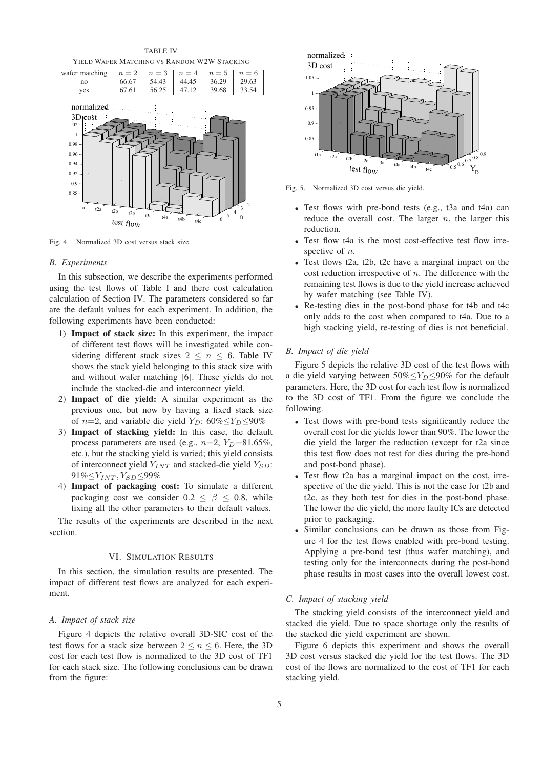TABLE IV

YIELD WAFER MATCHING VS RANDOM W2W STACKING

| wafer matching | $n = 2$ | $n = 3$ | $n = 4$ | $n = 5$ | $n = 6$ |
|---|---|---|---|---|---|
| no | 66.67 | 54.43 | 44.45 | 36.29 | 29.63 |
| yes | 67.61 | 56.25 | 47.12 | 39.68 | 33.54 |

Fig. 4. Normalized 3D cost versus stack size.

### B. Experiments

In this subsection, we describe the experiments performed using the test flows of Table I and there cost calculation calculation of Section IV. The parameters considered so far are the default values for each experiment. In addition, the following experiments have been conducted:

1) **Impact of stack size:** In this experiment, the impact of different test flows will be investigated while considering different stack sizes $2 \leq n \leq 6$. Table IV shows the stack yield belonging to this stack size with and without wafer matching [6]. These yields do not include the stacked-die and interconnect yield.
2) **Impact of die yield:** A similar experiment as the previous one, but now by having a fixed stack size of $n$=2, and variable die yield $Y_D$: 60%$\leq Y_D \leq$90%
3) **Impact of stacking yield:** In this case, the default process parameters are used (e.g., $n$=2, $Y_D$=81.65%, etc.), but the stacking yield is varied; this yield consists of interconnect yield $Y_{INT}$ and stacked-die yield $Y_{SD}$: 91%$\leq Y_{INT}, Y_{SD} \leq$99%
4) **Impact of packaging cost:** To simulate a different packaging cost we consider $0.2 \leq \beta \leq 0.8$, while fixing all the other parameters to their default values.

The results of the experiments are described in the next section.

## VI. SIMULATION RESULTS

In this section, the simulation results are presented. The impact of different test flows are analyzed for each experiment.

### A. Impact of stack size

Figure 4 depicts the relative overall 3D-SIC cost of the test flows for a stack size between $2 \leq n \leq 6$. Here, the 3D cost for each test flow is normalized to the 3D cost of TF1 for each stack size. The following conclusions can be drawn from the figure:

Fig. 5. Normalized 3D cost versus die yield.

- Test flows with pre-bond tests (e.g., t3a and t4a) can reduce the overall cost. The larger $n$, the larger this reduction.
- Test flow t4a is the most cost-effective test flow irrespective of $n$.
- Test flows t2a, t2b, t2c have a marginal impact on the cost reduction irrespective of $n$. The difference with the remaining test flows is due to the yield increase achieved by wafer matching (see Table IV).
- Re-testing dies in the post-bond phase for t4b and t4c only adds to the cost when compared to t4a. Due to a high stacking yield, re-testing of dies is not beneficial.

### B. Impact of die yield

Figure 5 depicts the relative 3D cost of the test flows with a die yield varying between 50%$\leq Y_D \leq$90% for the default parameters. Here, the 3D cost for each test flow is normalized to the 3D cost of TF1. From the figure we conclude the following.

- Test flows with pre-bond tests significantly reduce the overall cost for die yields lower than 90%. The lower the die yield the larger the reduction (except for t2a since this test flow does not test for dies during the pre-bond and post-bond phase).
- Test flow t2a has a marginal impact on the cost, irrespective of the die yield. This is not the case for t2b and t2c, as they both test for dies in the post-bond phase. The lower the die yield, the more faulty ICs are detected prior to packaging.
- Similar conclusions can be drawn as those from Figure 4 for the test flows enabled with pre-bond testing. Applying a pre-bond test (thus wafer matching), and testing only for the interconnects during the post-bond phase results in most cases into the overall lowest cost.

### C. Impact of stacking yield

The stacking yield consists of the interconnect yield and stacked die yield. Due to space shortage only the results of the stacked die yield experiment are shown.

Figure 6 depicts this experiment and shows the overall 3D cost versus stacked die yield for the test flows. The 3D cost of the flows are normalized to the cost of TF1 for each stacking yield.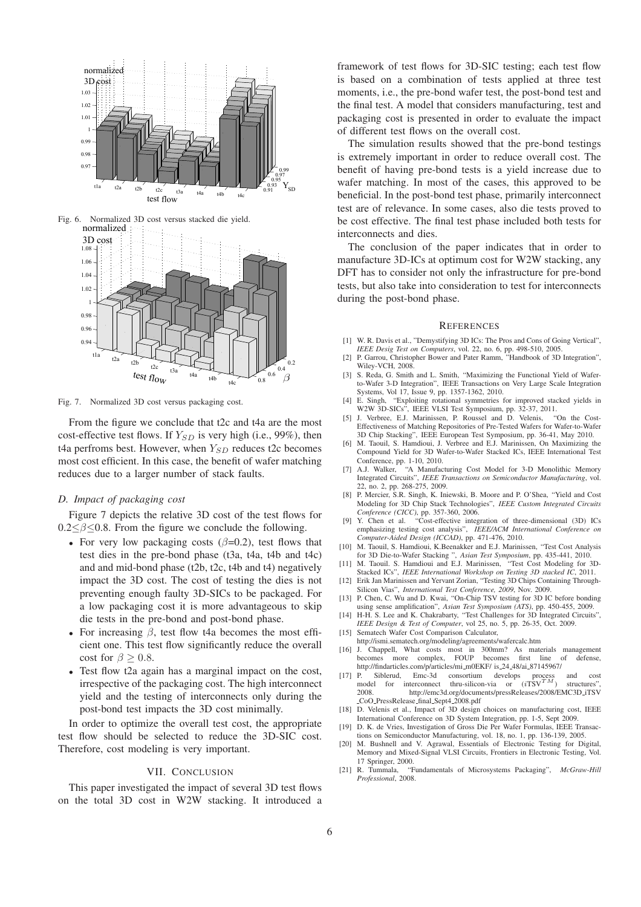normalized
3D cost
1.03
1.02
1.01
1
0.99
0.98
0.97
t1a t2a t2b t2c t3a t4a t4b t4c
test flow
0.99
0.97
0.95
0.93
0.91
$Y_{SD}$

Fig. 6. Normalized 3D cost versus stacked die yield.

normalized
3D cost
1.08
1.06
1.04
1.02
1
0.98
0.96
0.94
t1a t2a t2b t2c t3a t4a t4b t4c
test flow
0.2
0.4
0.6
0.8
$\beta$

Fig. 7. Normalized 3D cost versus packaging cost.

From the figure we conclude that t2c and t4a are the most cost-effective test flows. If $Y_{SD}$ is very high (i.e., 99%), then t4a perfroms best. However, when $Y_{SD}$ reduces t2c becomes most cost efficient. In this case, the benefit of wafer matching reduces due to a larger number of stack faults.

### D. Impact of packaging cost

Figure 7 depicts the relative 3D cost of the test flows for $0.2 \leq \beta \leq 0.8$. From the figure we conclude the following.

- For very low packaging costs ($\beta$=0.2), test flows that test dies in the pre-bond phase (t3a, t4a, t4b and t4c) and and mid-bond phase (t2b, t2c, t4b and t4) negatively impact the 3D cost. The cost of testing the dies is not preventing enough faulty 3D-SICs to be packaged. For a low packaging cost it is more advantageous to skip die tests in the pre-bond and post-bond phase.
- For increasing $\beta$, test flow t4a becomes the most efficient one. This test flow significantly reduce the overall cost for $\beta \geq 0.8$.
- Test flow t2a again has a marginal impact on the cost, irrespective of the packaging cost. The high interconnect yield and the testing of interconnects only during the post-bond test impacts the 3D cost minimally.

In order to optimize the overall test cost, the appropriate test flow should be selected to reduce the 3D-SIC cost. Therefore, cost modeling is very important.

## VII. Conclusion

This paper investigated the impact of several 3D test flows on the total 3D cost in W2W stacking. It introduced a framework of test flows for 3D-SIC testing; each test flow is based on a combination of tests applied at three test moments, i.e., the pre-bond wafer test, the post-bond test and the final test. A model that considers manufacturing, test and packaging cost is presented in order to evaluate the impact of different test flows on the overall cost.

The simulation results showed that the pre-bond testings is extremely important in order to reduce overall cost. The benefit of having pre-bond tests is a yield increase due to wafer matching. In most of the cases, this approved to be beneficial. In the post-bond test phase, primarily interconnect test are of relevance. In some cases, also die tests proved to be cost effective. The final test phase included both tests for interconnects and dies.

The conclusion of the paper indicates that in order to manufacture 3D-ICs at optimum cost for W2W stacking, any DFT has to consider not only the infrastructure for pre-bond tests, but also take into consideration to test for interconnects during the post-bond phase.

## References

[1] W. R. Davis et al., "Demystifying 3D ICs: The Pros and Cons of Going Vertical", *IEEE Desig Test on Computers*, vol. 22, no. 6, pp. 498-510, 2005.

[2] P. Garrou, Christopher Bower and Pater Ramm, "Handbook of 3D Integration", Wiley-VCH, 2008.

[3] S. Reda, G. Smith and L. Smith, "Maximizing the Functional Yield of Wafer-to-Wafer 3-D Integration", IEEE Transactions on Very Large Scale Integration Systems, Vol 17, Issue 9, pp. 1357-1362, 2010.

[4] E. Singh, "Exploiting rotational symmetries for improved stacked yields in W2W 3D-SICs", IEEE VLSI Test Symposium, pp. 32-37, 2011.

[5] J. Verbree, E.J. Marinissen, P. Roussel and D. Velenis, "On the Cost-Effectiveness of Matching Repositories of Pre-Tested Wafers for Wafer-to-Wafer 3D Chip Stacking", IEEE European Test Symposium, pp. 36-41, May 2010.

[6] M. Taouil, S. Hamdioui, J. Verbree and E.J. Marinissen, On Maximizing the Compound Yield for 3D Wafer-to-Wafer Stacked ICs, IEEE International Test Conference, pp. 1-10, 2010.

[7] A.J. Walker, "A Manufacturing Cost Model for 3-D Monolithic Memory Integrated Circuits", *IEEE Transactions on Semiconductor Manufacturing*, vol. 22, no. 2, pp. 268-275, 2009.

[8] P. Mercier, S.R. Singh, K. Iniewski, B. Moore and P. O'Shea, "Yield and Cost Modeling for 3D Chip Stack Technologies", *IEEE Custom Integrated Circuits Conference (CICC)*, pp. 357-360, 2006.

[9] Y. Chen et al. "Cost-effective integration of three-dimensional (3D) ICs emphasizing testing cost analysis", *IEEE/ACM International Conference on Computer-Aided Design (ICCAD)*, pp. 471-476, 2010.

[10] M. Taouil, S. Hamdioui, K.Beenakker and E.J. Marinissen, "Test Cost Analysis for 3D Die-to-Wafer Stacking ", *Asian Test Symposium*, pp. 435-441, 2010.

[11] M. Taouil. S. Hamdioui and E.J. Marinissen, "Test Cost Modeling for 3D-Stacked ICs", *IEEE International Workshop on Testing 3D stacked IC*, 2011.

[12] Erik Jan Marinissen and Yervant Zorian, "Testing 3D Chips Containing Through-Silicon Vias", *International Test Conference, 2009*, Nov. 2009.

[13] P. Chen, C. Wu and D. Kwai, "On-Chip TSV testing for 3D IC before bonding using sense amplification", *Asian Test Symposium (ATS)*, pp. 450-455, 2009.

[14] H-H. S. Lee and K. Chakrabarty, "Test Challenges for 3D Integrated Circuits", *IEEE Design & Test of Computer*, vol 25, no. 5, pp. 26-35, Oct. 2009.

[15] Sematech Wafer Cost Comparison Calculator, http://ismi.sematech.org/modeling/agreements/wafercalc.htm

[16] J. Chappell, What costs most in 300mm? As materials management becomes more complex, FOUP becomes first line of defense, http://findarticles.com/p/articles/mi_m0EKF/ is_24_48/ai_87145967/

[17] P. Siblerud, Emc-3d consortium develops process and cost model for interconnect thru-silicon-via or ($i$TSV$^{TM}$) structures", 2008. http://emc3d.org/documents/pressReleases/2008/EMC3D_iTSV_CoO_PressRelease_final_Sept4_2008.pdf

[18] D. Velenis et al., Impact of 3D design choices on manufacturing cost, IEEE International Conference on 3D System Integration, pp. 1-5, Sept 2009.

[19] D. K. de Vries, Investigation of Gross Die Per Wafer Formulas, IEEE Transactions on Semiconductor Manufacturing, vol. 18, no. 1, pp. 136-139, 2005.

[20] M. Bushnell and V. Agrawal, Essentials of Electronic Testing for Digital, Memory and Mixed-Signal VLSI Circuits, Frontiers in Electronic Testing, Vol. 17 Springer, 2000.

[21] R. Tummala, "Fundamentals of Microsystems Packaging", *McGraw-Hill Professional*, 2008.